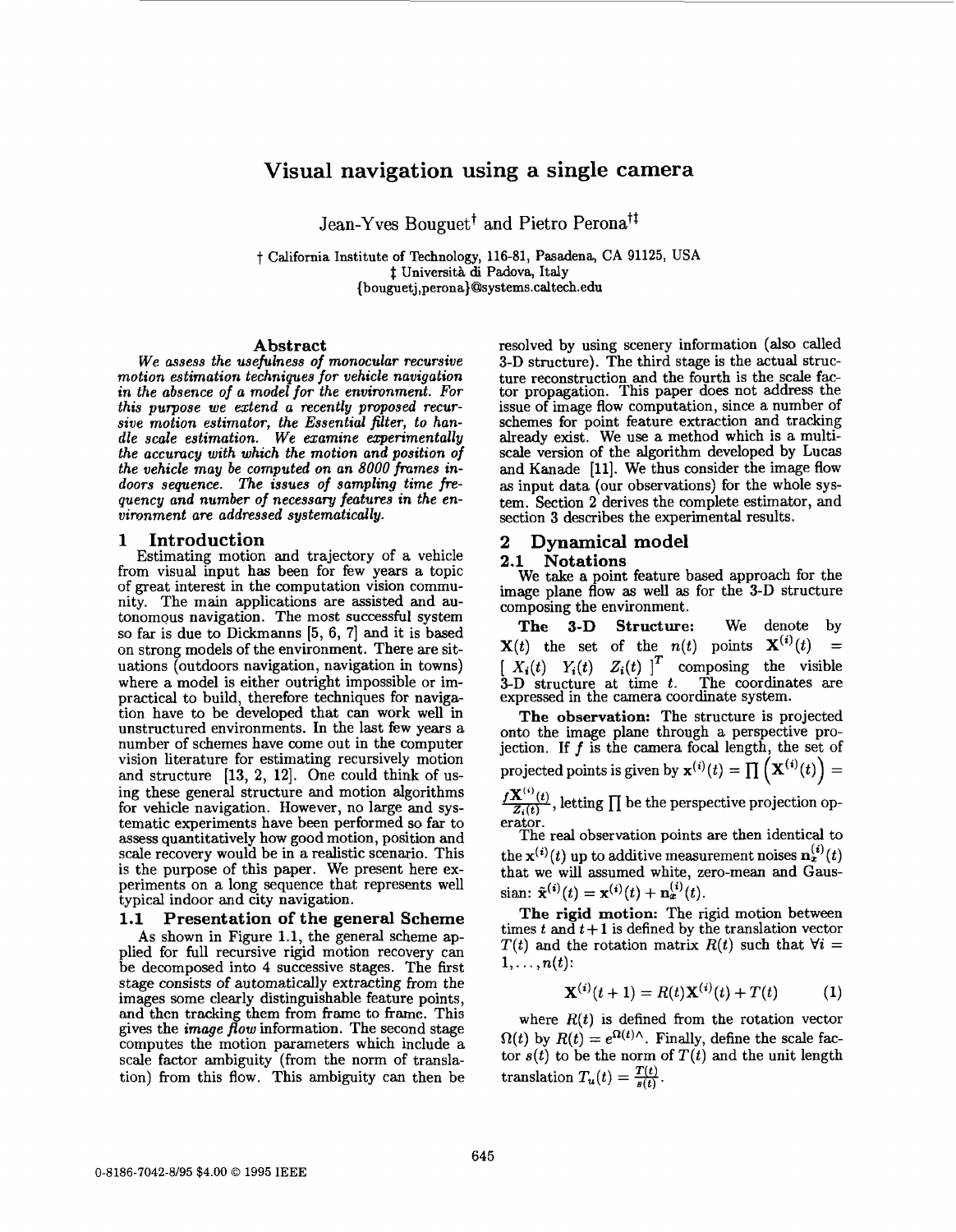# Visual navigation using a single camera

Jean-Yves Bouguet[†] and Pietro Perona[†‡]

[†] California Institute of Technology, 116-81, Pasadena, CA 91125, USA
[‡] Università di Padova, Italy
{bouguetj,perona}@systems.caltech.edu

## Abstract

*We assess the usefulness of monocular recursive motion estimation techniques for vehicle navigation in the absence of a model for the environment. For this purpose we extend a recently proposed recursive motion estimator, the Essential filter, to handle scale estimation. We examine experimentally the accuracy with which the motion and position of the vehicle may be computed on an 8000 frames indoors sequence. The issues of sampling time frequency and number of necessary features in the environment are addressed systematically.*

## 1 Introduction

Estimating motion and trajectory of a vehicle from visual input has been for few years a topic of great interest in the computation vision community. The main applications are assisted and autonomous navigation. The most successful system so far is due to Dickmanns [5, 6, 7] and it is based on strong models of the environment. There are situations (outdoors navigation, navigation in towns) where a model is either outright impossible or impractical to build, therefore techniques for navigation have to be developed that can work well in unstructured environments. In the last few years a number of schemes have come out in the computer vision literature for estimating recursively motion and structure [13, 2, 12]. One could think of using these general structure and motion algorithms for vehicle navigation. However, no large and systematic experiments have been performed so far to assess quantitatively how good motion, position and scale recovery would be in a realistic scenario. This is the purpose of this paper. We present here experiments on a long sequence that represents well typical indoor and city navigation.

### 1.1 Presentation of the general Scheme

As shown in Figure 1.1, the general scheme applied for full recursive rigid motion recovery can be decomposed into 4 successive stages. The first stage consists of automatically extracting from the images some clearly distinguishable feature points, and then tracking them from frame to frame. This gives the *image flow* information. The second stage computes the motion parameters which include a scale factor ambiguity (from the norm of translation) from this flow. This ambiguity can then be resolved by using scenery information (also called 3-D structure). The third stage is the actual structure reconstruction and the fourth is the scale factor propagation. This paper does not address the issue of image flow computation, since a number of schemes for point feature extraction and tracking already exist. We use a method which is a multi-scale version of the algorithm developed by Lucas and Kanade [11]. We thus consider the image flow as input data (our observations) for the whole system. Section 2 derives the complete estimator, and section 3 describes the experimental results.

## 2 Dynamical model

### 2.1 Notations

We take a point feature based approach for the image plane flow as well as for the 3-D structure composing the environment.

**The 3-D Structure:** We denote by $\mathbf{X}(t)$ the set of the $n(t)$ points $\mathbf{X}^{(i)}(t) = [\ X_i(t)\ \ Y_i(t)\ \ Z_i(t)\ ]^T$ composing the visible 3-D structure at time $t$. The coordinates are expressed in the camera coordinate system.

**The observation:** The structure is projected onto the image plane through a perspective projection. If $f$ is the camera focal length, the set of projected points is given by $\mathbf{x}^{(i)}(t) = \prod\left(\mathbf{X}^{(i)}(t)\right) = \frac{f\mathbf{X}^{(i)}(t)}{Z_i(t)}$, letting $\prod$ be the perspective projection operator.

The real observation points are then identical to the $\mathbf{x}^{(i)}(t)$ up to additive measurement noises $\mathbf{n}_x^{(i)}(t)$ that we will assumed white, zero-mean and Gaussian: $\tilde{\mathbf{x}}^{(i)}(t) = \mathbf{x}^{(i)}(t) + \mathbf{n}_x^{(i)}(t)$.

**The rigid motion:** The rigid motion between times $t$ and $t+1$ is defined by the translation vector $T(t)$ and the rotation matrix $R(t)$ such that $\forall i = 1, \ldots, n(t)$:

$$\mathbf{X}^{(i)}(t+1) = R(t)\mathbf{X}^{(i)}(t) + T(t) \qquad (1)$$

where $R(t)$ is defined from the rotation vector $\Omega(t)$ by $R(t) = e^{\Omega(t)\wedge}$. Finally, define the scale factor $s(t)$ to be the norm of $T(t)$ and the unit length translation $T_u(t) = \frac{T(t)}{s(t)}$.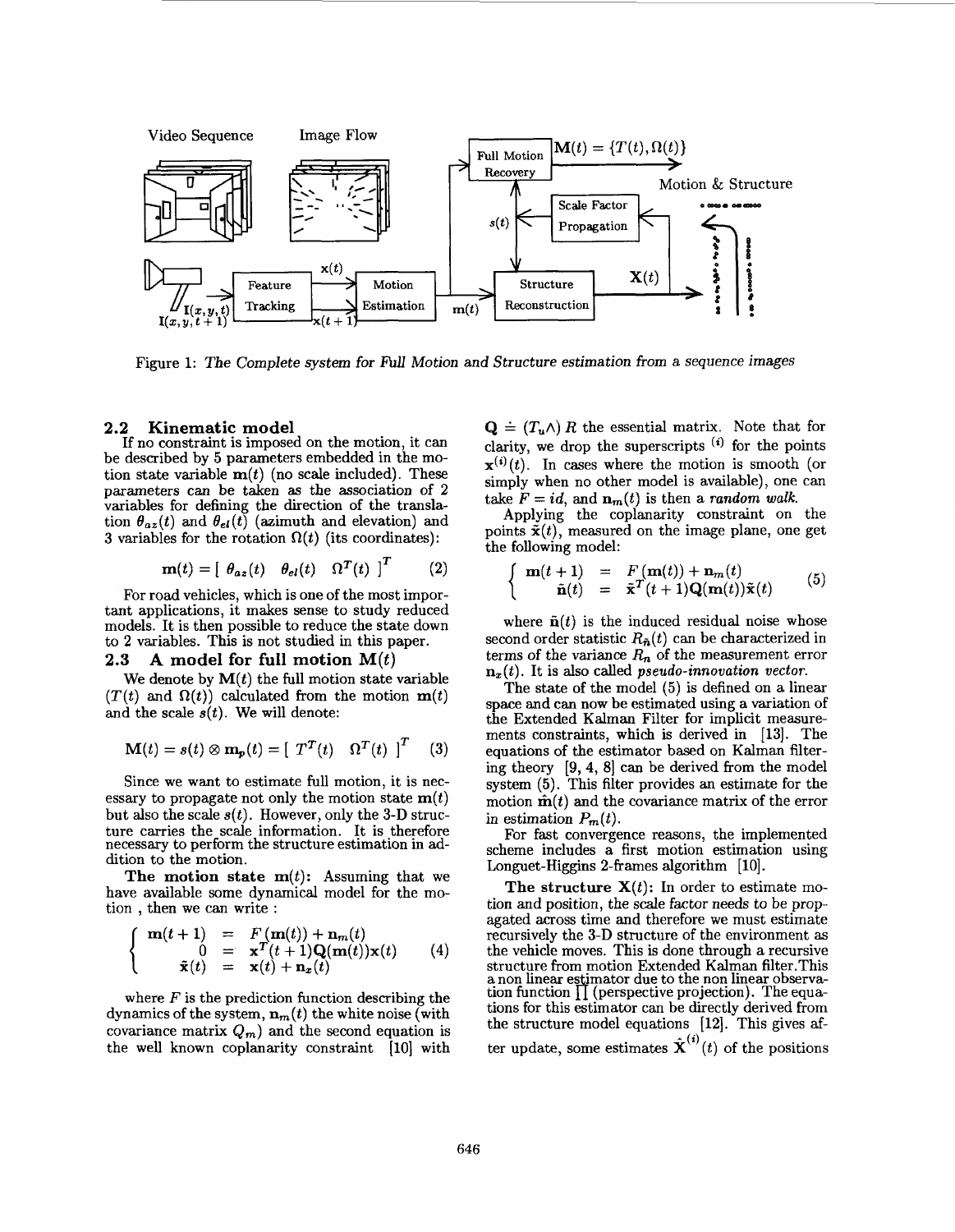Figure 1: *The Complete system for Full Motion and Structure estimation from a sequence images*

### 2.2 Kinematic model

If no constraint is imposed on the motion, it can be described by 5 parameters embedded in the motion state variable $\mathbf{m}(t)$ (no scale included). These parameters can be taken as the association of 2 variables for defining the direction of the translation $\theta_{az}(t)$ and $\theta_{el}(t)$ (azimuth and elevation) and 3 variables for the rotation $\Omega(t)$ (its coordinates):

$$\mathbf{m}(t) = [\ \theta_{az}(t) \quad \theta_{el}(t) \quad \Omega^T(t)\ ]^T \tag{2}$$

For road vehicles, which is one of the most important applications, it makes sense to study reduced models. It is then possible to reduce the state down to 2 variables. This is not studied in this paper.

### 2.3 A model for full motion $\mathbf{M}(t)$

We denote by $\mathbf{M}(t)$ the full motion state variable ($T(t)$ and $\Omega(t)$) calculated from the motion $\mathbf{m}(t)$ and the scale $s(t)$. We will denote:

$$\mathbf{M}(t) = s(t) \otimes \mathbf{m}_p(t) = [\ T^T(t) \quad \Omega^T(t)\ ]^T \tag{3}$$

Since we want to estimate full motion, it is necessary to propagate not only the motion state $\mathbf{m}(t)$ but also the scale $s(t)$. However, only the 3-D structure carries the scale information. It is therefore necessary to perform the structure estimation in addition to the motion.

**The motion state $\mathbf{m}(t)$:** Assuming that we have available some dynamical model for the motion , then we can write :

$$\left\{ \begin{array}{rcl} \mathbf{m}(t+1) & = & F\left(\mathbf{m}(t)\right) + \mathbf{n}_m(t) \\ 0 & = & \mathbf{x}^T(t+1)\mathbf{Q}(\mathbf{m}(t))\mathbf{x}(t) \\ \tilde{\mathbf{x}}(t) & = & \mathbf{x}(t) + \mathbf{n}_x(t) \end{array} \right. \tag{4}$$

where $F$ is the prediction function describing the dynamics of the system, $\mathbf{n}_m(t)$ the white noise (with covariance matrix $Q_m$) and the second equation is the well known coplanarity constraint [10] with $\mathbf{Q} \doteq (T_u \wedge) R$ the essential matrix. Note that for clarity, we drop the superscripts $^{(i)}$ for the points $\mathbf{x}^{(i)}(t)$. In cases where the motion is smooth (or simply when no other model is available), one can take $F = id$, and $\mathbf{n}_m(t)$ is then a *random walk*.

Applying the coplanarity constraint on the points $\tilde{\mathbf{x}}(t)$, measured on the image plane, one get the following model:

$$\left\{ \begin{array}{rcl} \mathbf{m}(t+1) & = & F\left(\mathbf{m}(t)\right) + \mathbf{n}_m(t) \\ \tilde{\mathbf{n}}(t) & = & \tilde{\mathbf{x}}^T(t+1)\mathbf{Q}(\mathbf{m}(t))\tilde{\mathbf{x}}(t) \end{array} \right. \tag{5}$$

where $\tilde{\mathbf{n}}(t)$ is the induced residual noise whose second order statistic $R_{\tilde{n}}(t)$ can be characterized in terms of the variance $R_n$ of the measurement error $\mathbf{n}_x(t)$. It is also called *pseudo-innovation vector*.

The state of the model (5) is defined on a linear space and can now be estimated using a variation of the Extended Kalman Filter for implicit measurements constraints, which is derived in [13]. The equations of the estimator based on Kalman filtering theory [9, 4, 8] can be derived from the model system (5). This filter provides an estimate for the motion $\hat{\mathbf{m}}(t)$ and the covariance matrix of the error in estimation $P_m(t)$.

For fast convergence reasons, the implemented scheme includes a first motion estimation using Longuet-Higgins 2-frames algorithm [10].

**The structure $\mathbf{X}(t)$:** In order to estimate motion and position, the scale factor needs to be propagated across time and therefore we must estimate recursively the 3-D structure of the environment as the vehicle moves. This is done through a recursive structure from motion Extended Kalman filter.This a non linear estimator due to the non linear observation function $\prod$ (perspective projection). The equations for this estimator can be directly derived from the structure model equations [12]. This gives after update, some estimates $\hat{\mathbf{X}}^{(i)}(t)$ of the positions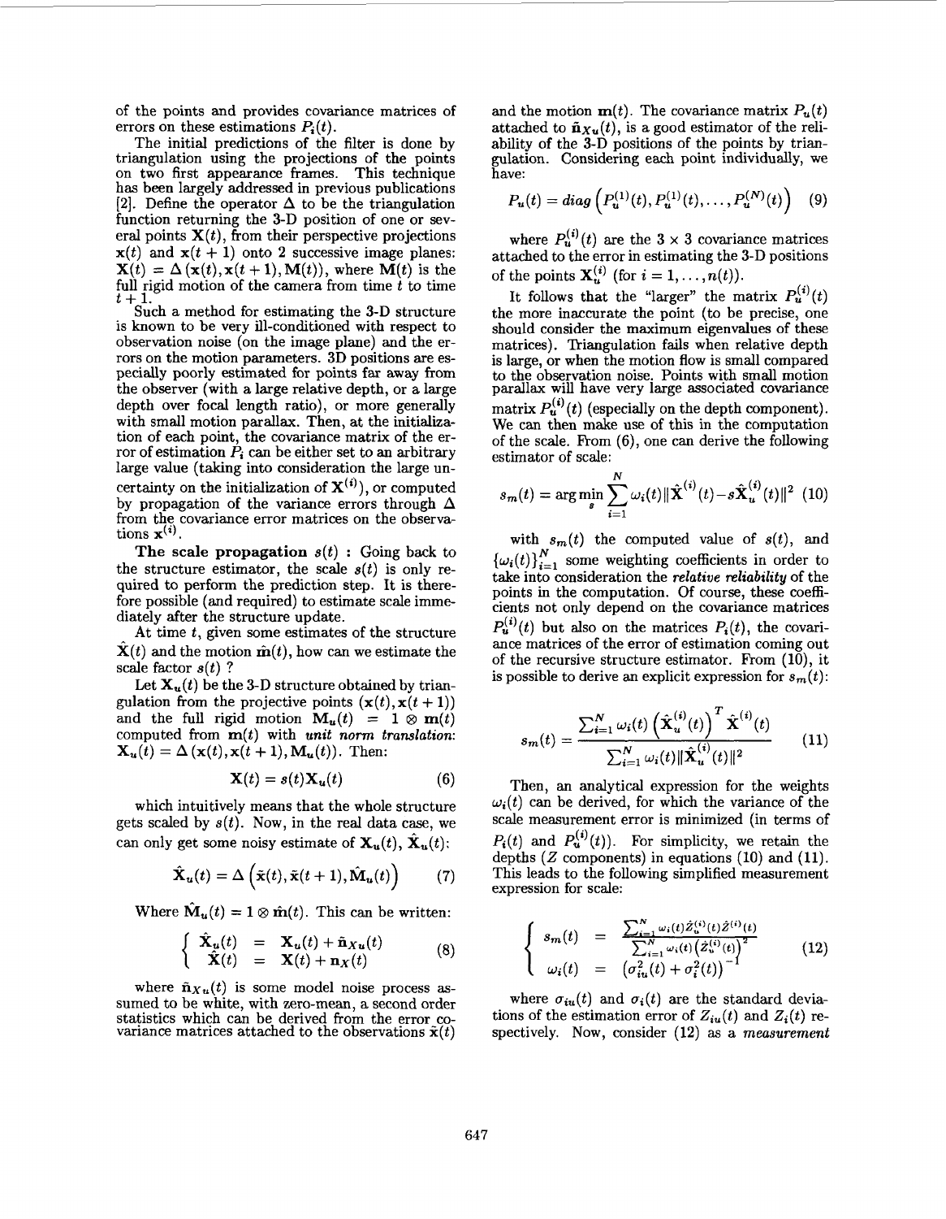of the points and provides covariance matrices of errors on these estimations $P_i(t)$.

The initial predictions of the filter is done by triangulation using the projections of the points on two first appearance frames. This technique has been largely addressed in previous publications [2]. Define the operator $\Delta$ to be the triangulation function returning the 3-D position of one or several points $\mathbf{X}(t)$, from their perspective projections $\mathbf{x}(t)$ and $\mathbf{x}(t+1)$ onto 2 successive image planes: $\mathbf{X}(t) = \Delta(\mathbf{x}(t), \mathbf{x}(t+1), \mathbf{M}(t))$, where $\mathbf{M}(t)$ is the full rigid motion of the camera from time $t$ to time $t+1$.

Such a method for estimating the 3-D structure is known to be very ill-conditioned with respect to observation noise (on the image plane) and the errors on the motion parameters. 3D positions are especially poorly estimated for points far away from the observer (with a large relative depth, or a large depth over focal length ratio), or more generally with small motion parallax. Then, at the initialization of each point, the covariance matrix of the error of estimation $P_i$ can be either set to an arbitrary large value (taking into consideration the large uncertainty on the initialization of $\mathbf{X}^{(i)}$), or computed by propagation of the variance errors through $\Delta$ from the covariance error matrices on the observations $\mathbf{x}^{(i)}$.

**The scale propagation $s(t)$ :** Going back to the structure estimator, the scale $s(t)$ is only required to perform the prediction step. It is therefore possible (and required) to estimate scale immediately after the structure update.

At time $t$, given some estimates of the structure $\hat{\mathbf{X}}(t)$ and the motion $\hat{\mathbf{m}}(t)$, how can we estimate the scale factor $s(t)$ ?

Let $\mathbf{X}_u(t)$ be the 3-D structure obtained by triangulation from the projective points $(\mathbf{x}(t), \mathbf{x}(t+1))$ and the full rigid motion $\mathbf{M}_u(t) = 1 \otimes \mathbf{m}(t)$ computed from $\mathbf{m}(t)$ with *unit norm translation*: $\mathbf{X}_u(t) = \Delta(\mathbf{x}(t), \mathbf{x}(t+1), \mathbf{M}_u(t))$. Then:

$$\mathbf{X}(t) = s(t)\mathbf{X}_u(t) \tag{6}$$

which intuitively means that the whole structure gets scaled by $s(t)$. Now, in the real data case, we can only get some noisy estimate of $\mathbf{X}_u(t)$, $\hat{\mathbf{X}}_u(t)$:

$$\hat{\mathbf{X}}_u(t) = \Delta\left(\tilde{\mathbf{x}}(t), \tilde{\mathbf{x}}(t+1), \hat{\mathbf{M}}_u(t)\right) \tag{7}$$

Where $\hat{\mathbf{M}}_u(t) = 1 \otimes \hat{\mathbf{m}}(t)$. This can be written:

$$\begin{cases} \hat{\mathbf{X}}_u(t) &= \mathbf{X}_u(t) + \tilde{\mathbf{n}}_{Xu}(t) \\ \hat{\mathbf{X}}(t) &= \mathbf{X}(t) + \mathbf{n}_X(t) \end{cases} \tag{8}$$

where $\tilde{\mathbf{n}}_{Xu}(t)$ is some model noise process assumed to be white, with zero-mean, a second order statistics which can be derived from the error covariance matrices attached to the observations $\tilde{\mathbf{x}}(t)$ and the motion $\mathbf{m}(t)$. The covariance matrix $P_u(t)$ attached to $\tilde{\mathbf{n}}_{Xu}(t)$, is a good estimator of the reliability of the 3-D positions of the points by triangulation. Considering each point individually, we have:

$$P_u(t) = diag\left(P_u^{(1)}(t), P_u^{(1)}(t), \ldots, P_u^{(N)}(t)\right) \tag{9}$$

where $P_u^{(i)}(t)$ are the $3 \times 3$ covariance matrices attached to the error in estimating the 3-D positions of the points $\mathbf{X}_u^{(i)}$ (for $i = 1, \ldots, n(t)$).

It follows that the "larger" the matrix $P_u^{(i)}(t)$ the more inaccurate the point (to be precise, one should consider the maximum eigenvalues of these matrices). Triangulation fails when relative depth is large, or when the motion flow is small compared to the observation noise. Points with small motion parallax will have very large associated covariance matrix $P_u^{(i)}(t)$ (especially on the depth component). We can then make use of this in the computation of the scale. From (6), one can derive the following estimator of scale:

$$s_m(t) = \arg\min_s \sum_{i=1}^{N} \omega_i(t) \|\hat{\mathbf{X}}^{(i)}(t) - s\hat{\mathbf{X}}_u^{(i)}(t)\|^2 \tag{10}$$

with $s_m(t)$ the computed value of $s(t)$, and $\{\omega_i(t)\}_{i=1}^N$ some weighting coefficients in order to take into consideration the *relative reliability* of the points in the computation. Of course, these coefficients not only depend on the covariance matrices $P_u^{(i)}(t)$ but also on the matrices $P_i(t)$, the covariance matrices of the error of estimation coming out of the recursive structure estimator. From (10), it is possible to derive an explicit expression for $s_m(t)$:

$$s_m(t) = \frac{\sum_{i=1}^N \omega_i(t) \left(\hat{\mathbf{X}}_u^{(i)}(t)\right)^T \hat{\mathbf{X}}^{(i)}(t)}{\sum_{i=1}^N \omega_i(t) \|\hat{\mathbf{X}}_u^{(i)}(t)\|^2} \tag{11}$$

Then, an analytical expression for the weights $\omega_i(t)$ can be derived, for which the variance of the scale measurement error is minimized (in terms of $P_i(t)$ and $P_u^{(i)}(t)$). For simplicity, we retain the depths ($Z$ components) in equations (10) and (11). This leads to the following simplified measurement expression for scale:

$$\begin{cases} s_m(t) &= \dfrac{\sum_{i=1}^N \omega_i(t) \hat{Z}_u^{(i)}(t) \hat{Z}^{(i)}(t)}{\sum_{i=1}^N \omega_i(t) \left(\hat{Z}_u^{(i)}(t)\right)^2} \\ \omega_i(t) &= \left(\sigma_{iu}^2(t) + \sigma_i^2(t)\right)^{-1} \end{cases} \tag{12}$$

where $\sigma_{iu}(t)$ and $\sigma_i(t)$ are the standard deviations of the estimation error of $Z_{iu}(t)$ and $Z_i(t)$ respectively. Now, consider (12) as a *measurement*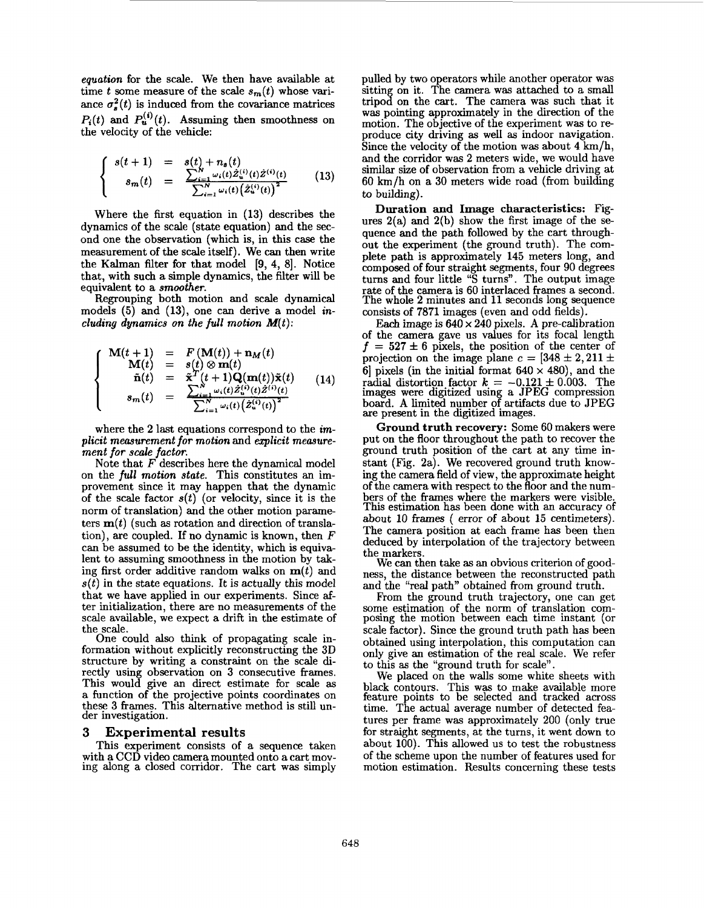*equation* for the scale. We then have available at time $t$ some measure of the scale $s_m(t)$ whose variance $\sigma_s^2(t)$ is induced from the covariance matrices $P_i(t)$ and $P_u^{(i)}(t)$. Assuming then smoothness on the velocity of the vehicle:

$$\left\{ \begin{array}{rcl} s(t+1) & = & s(t) + n_s(t) \\ s_m(t) & = & \frac{\sum_{i=1}^{N} \omega_i(t) \hat{Z}_u^{(i)}(t) \hat{Z}^{(i)}(t)}{\sum_{i=1}^{N} \omega_i(t) \left(\hat{Z}_u^{(i)}(t)\right)^2} \end{array} \right. \tag{13}$$

Where the first equation in (13) describes the dynamics of the scale (state equation) and the second one the observation (which is, in this case the measurement of the scale itself). We can then write the Kalman filter for that model [9, 4, 8]. Notice that, with such a simple dynamics, the filter will be equivalent to a *smoother*.

Regrouping both motion and scale dynamical models (5) and (13), one can derive a model *including dynamics on the full motion* $\mathbf{M}(t)$:

$$\left\{ \begin{array}{rcl} \mathbf{M}(t+1) & = & F\left(\mathbf{M}(t)\right) + \mathbf{n}_M(t) \\ \mathbf{M}(t) & = & s(t) \otimes \mathbf{m}(t) \\ \tilde{n}(t) & = & \tilde{\mathbf{x}}^T(t+1)\mathbf{Q}(\mathbf{m}(t))\tilde{\mathbf{x}}(t) \\ s_m(t) & = & \frac{\sum_{i=1}^{N} \omega_i(t) \hat{Z}_u^{(i)}(t) \hat{Z}^{(i)}(t)}{\sum_{i=1}^{N} \omega_i(t) \left(\hat{Z}_u^{(i)}(t)\right)^2} \end{array} \right. \tag{14}$$

where the 2 last equations correspond to the *implicit measurement for motion* and *explicit measurement for scale factor.*

Note that $F$ describes here the dynamical model on the *full motion state*. This constitutes an improvement since it may happen that the dynamic of the scale factor $s(t)$ (or velocity, since it is the norm of translation) and the other motion parameters $\mathbf{m}(t)$ (such as rotation and direction of translation), are coupled. If no dynamic is known, then $F$ can be assumed to be the identity, which is equivalent to assuming smoothness in the motion by taking first order additive random walks on $\mathbf{m}(t)$ and $s(t)$ in the state equations. It is actually this model that we have applied in our experiments. Since after initialization, there are no measurements of the scale available, we expect a drift in the estimate of the scale.

One could also think of propagating scale information without explicitly reconstructing the 3D structure by writing a constraint on the scale directly using observation on 3 consecutive frames. This would give an direct estimate for scale as a function of the projective points coordinates on these 3 frames. This alternative method is still under investigation.

## 3 Experimental results

This experiment consists of a sequence taken with a CCD video camera mounted onto a cart moving along a closed corridor. The cart was simply pulled by two operators while another operator was sitting on it. The camera was attached to a small tripod on the cart. The camera was such that it was pointing approximately in the direction of the motion. The objective of the experiment was to reproduce city driving as well as indoor navigation. Since the velocity of the motion was about 4 km/h, and the corridor was 2 meters wide, we would have similar size of observation from a vehicle driving at 60 km/h on a 30 meters wide road (from building to building).

**Duration and Image characteristics:** Figures 2(a) and 2(b) show the first image of the sequence and the path followed by the cart throughout the experiment (the ground truth). The complete path is approximately 145 meters long, and composed of four straight segments, four 90 degrees turns and four little "S turns". The output image rate of the camera is 60 interlaced frames a second. The whole 2 minutes and 11 seconds long sequence consists of 7871 images (even and odd fields).

Each image is $640 \times 240$ pixels. A pre-calibration of the camera gave us values for its focal length $f = 527 \pm 6$ pixels, the position of the center of projection on the image plane $c = [348 \pm 2, 211 \pm 6]$ pixels (in the initial format $640 \times 480$), and the radial distortion factor $k = -0.121 \pm 0.003$. The images were digitized using a JPEG compression board. A limited number of artifacts due to JPEG are present in the digitized images.

**Ground truth recovery:** Some 60 makers were put on the floor throughout the path to recover the ground truth position of the cart at any time instant (Fig. 2a). We recovered ground truth knowing the camera field of view, the approximate height of the camera with respect to the floor and the numbers of the frames where the markers were visible. This estimation has been done with an accuracy of about 10 frames ( error of about 15 centimeters). The camera position at each frame has been then deduced by interpolation of the trajectory between the markers.

We can then take as an obvious criterion of goodness, the distance between the reconstructed path and the "real path" obtained from ground truth.

From the ground truth trajectory, one can get some estimation of the norm of translation composing the motion between each time instant (or scale factor). Since the ground truth path has been obtained using interpolation, this computation can only give an estimation of the real scale. We refer to this as the "ground truth for scale".

We placed on the walls some white sheets with black contours. This was to make available more feature points to be selected and tracked across time. The actual average number of detected features per frame was approximately 200 (only true for straight segments, at the turns, it went down to about 100). This allowed us to test the robustness of the scheme upon the number of features used for motion estimation. Results concerning these tests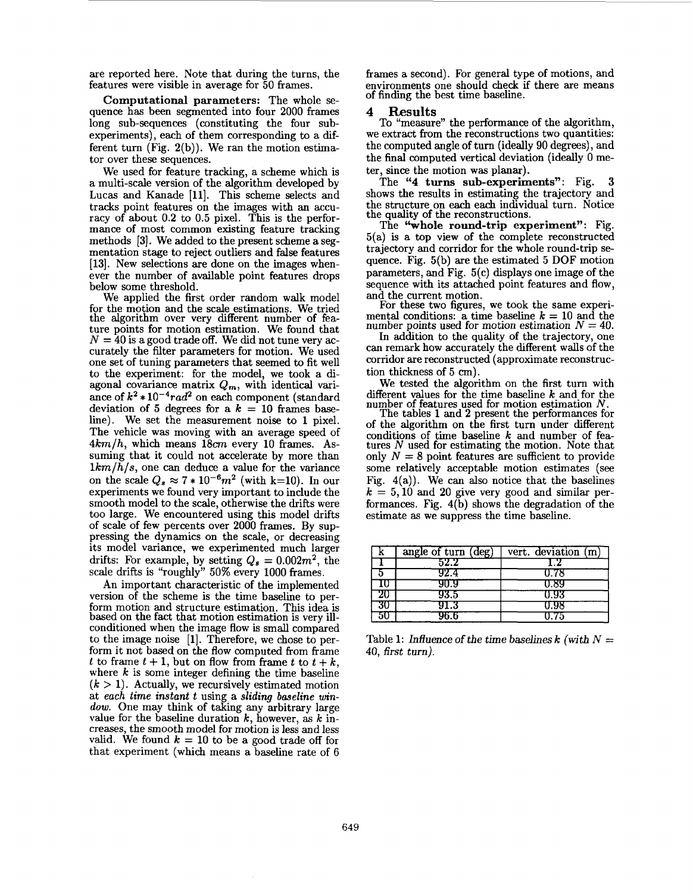are reported here. Note that during the turns, the features were visible in average for 50 frames.

**Computational parameters:** The whole sequence has been segmented into four 2000 frames long sub-sequences (constituting the four sub-experiments), each of them corresponding to a different turn (Fig. 2(b)). We ran the motion estimator over these sequences.

We used for feature tracking, a scheme which is a multi-scale version of the algorithm developed by Lucas and Kanade [11]. This scheme selects and tracks point features on the images with an accuracy of about 0.2 to 0.5 pixel. This is the performance of most common existing feature tracking methods [3]. We added to the present scheme a segmentation stage to reject outliers and false features [13]. New selections are done on the images whenever the number of available point features drops below some threshold.

We applied the first order random walk model for the motion and the scale estimations. We tried the algorithm over very different number of feature points for motion estimation. We found that $N = 40$ is a good trade off. We did not tune very accurately the filter parameters for motion. We used one set of tuning parameters that seemed to fit well to the experiment: for the model, we took a diagonal covariance matrix $Q_m$, with identical variance of $k^2 * 10^{-4} rad^2$ on each component (standard deviation of 5 degrees for a $k = 10$ frames baseline). We set the measurement noise to 1 pixel. The vehicle was moving with an average speed of $4km/h$, which means $18cm$ every 10 frames. Assuming that it could not accelerate by more than $1km/h/s$, one can deduce a value for the variance on the scale $Q_s \approx 7 * 10^{-6} m^2$ (with k=10). In our experiments we found very important to include the smooth model to the scale, otherwise the drifts were too large. We encountered using this model drifts of scale of few percents over 2000 frames. By suppressing the dynamics on the scale, or decreasing its model variance, we experimented much larger drifts: For example, by setting $Q_s = 0.002m^2$, the scale drifts is "roughly" 50% every 1000 frames.

An important characteristic of the implemented version of the scheme is the time baseline to perform motion and structure estimation. This idea is based on the fact that motion estimation is very ill-conditioned when the image flow is small compared to the image noise [1]. Therefore, we chose to perform it not based on the flow computed from frame $t$ to frame $t + 1$, but on flow from frame $t$ to $t + k$, where $k$ is some integer defining the time baseline ($k > 1$). Actually, we recursively estimated motion at *each time instant t* using a *sliding baseline window*. One may think of taking any arbitrary large value for the baseline duration $k$, however, as $k$ increases, the smooth model for motion is less and less valid. We found $k = 10$ to be a good trade off for that experiment (which means a baseline rate of 6 frames a second). For general type of motions, and environments one should check if there are means of finding the best time baseline.

## 4 Results

To "measure" the performance of the algorithm, we extract from the reconstructions two quantities: the computed angle of turn (ideally 90 degrees), and the final computed vertical deviation (ideally 0 meter, since the motion was planar).

The **"4 turns sub-experiments"**: Fig. 3 shows the results in estimating the trajectory and the structure on each each individual turn. Notice the quality of the reconstructions.

The **"whole round-trip experiment"**: Fig. 5(a) is a top view of the complete reconstructed trajectory and corridor for the whole round-trip sequence. Fig. 5(b) are the estimated 5 DOF motion parameters, and Fig. 5(c) displays one image of the sequence with its attached point features and flow, and the current motion.

For these two figures, we took the same experimental conditions: a time baseline $k = 10$ and the number points used for motion estimation $N = 40$.

In addition to the quality of the trajectory, one can remark how accurately the different walls of the corridor are reconstructed (approximate reconstruction thickness of 5 cm).

We tested the algorithm on the first turn with different values for the time baseline $k$ and for the number of features used for motion estimation $N$.

The tables 1 and 2 present the performances for of the algorithm on the first turn under different conditions of time baseline $k$ and number of features $N$ used for estimating the motion. Note that only $N = 8$ point features are sufficient to provide some relatively acceptable motion estimates (see Fig. 4(a)). We can also notice that the baselines $k = 5, 10$ and 20 give very good and similar performances. Fig. 4(b) shows the degradation of the estimate as we suppress the time baseline.

| k | angle of turn (deg) | vert. deviation (m) |
|---|---|---|
| 1 | 52.2 | 1.2 |
| 5 | 92.4 | 0.78 |
| 10 | 90.9 | 0.89 |
| 20 | 93.5 | 0.93 |
| 30 | 91.3 | 0.98 |
| 50 | 96.6 | 0.75 |

Table 1: *Influence of the time baselines k (with $N = 40$, first turn).*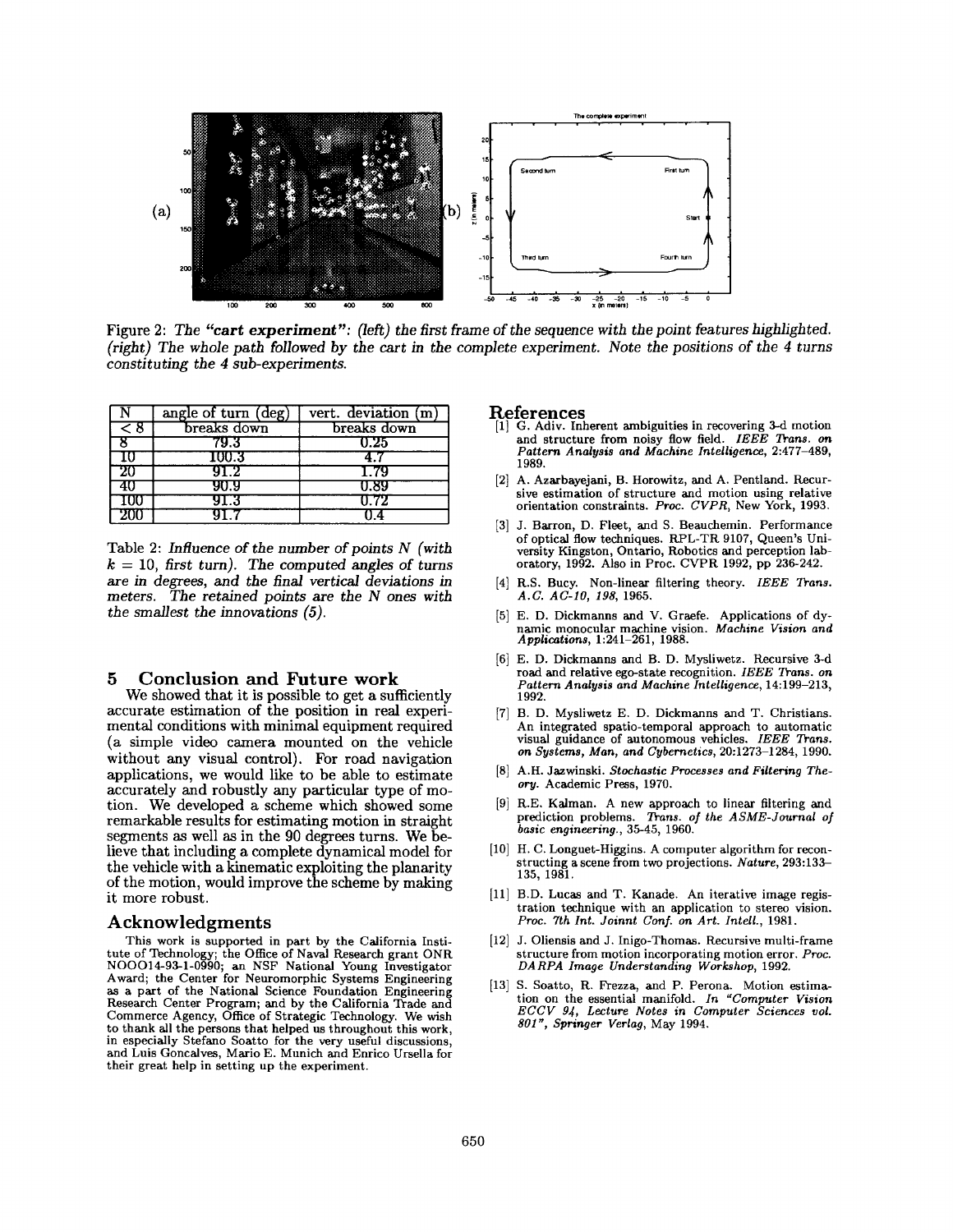Figure 2: *The* ***"cart experiment"****: (left) the first frame of the sequence with the point features highlighted. (right) The whole path followed by the cart in the complete experiment. Note the positions of the 4 turns constituting the 4 sub-experiments.*

| N | angle of turn (deg) | vert. deviation (m) |
|---|---|---|
| < 8 | breaks down | breaks down |
| 8 | 79.3 | 0.25 |
| 10 | 100.3 | 4.7 |
| 20 | 91.2 | 1.79 |
| 40 | 90.9 | 0.89 |
| 100 | 91.3 | 0.72 |
| 200 | 91.7 | 0.4 |

Table 2: *Influence of the number of points N (with $k = 10$, first turn). The computed angles of turns are in degrees, and the final vertical deviations in meters. The retained points are the N ones with the smallest the innovations (5).*

## 5 Conclusion and Future work

We showed that it is possible to get a sufficiently accurate estimation of the position in real experimental conditions with minimal equipment required (a simple video camera mounted on the vehicle without any visual control). For road navigation applications, we would like to be able to estimate accurately and robustly any particular type of motion. We developed a scheme which showed some remarkable results for estimating motion in straight segments as well as in the 90 degrees turns. We believe that including a complete dynamical model for the vehicle with a kinematic exploiting the planarity of the motion, would improve the scheme by making it more robust.

## Acknowledgments

This work is supported in part by the California Institute of Technology; the Office of Naval Research grant ONR N00014-93-1-0990; an NSF National Young Investigator Award; the Center for Neuromorphic Systems Engineering as a part of the National Science Foundation Engineering Research Center Program; and by the California Trade and Commerce Agency, Office of Strategic Technology. We wish to thank all the persons that helped us throughout this work, in especially Stefano Soatto for the very useful discussions, and Luis Goncalves, Mario E. Munich and Enrico Ursella for their great help in setting up the experiment.

## References

[1] G. Adiv. Inherent ambiguities in recovering 3-d motion and structure from noisy flow field. *IEEE Trans. on Pattern Analysis and Machine Intelligence*, 2:477–489, 1989.

[2] A. Azarbayejani, B. Horowitz, and A. Pentland. Recursive estimation of structure and motion using relative orientation constraints. *Proc. CVPR*, New York, 1993.

[3] J. Barron, D. Fleet, and S. Beauchemin. Performance of optical flow techniques. RPL-TR 9107, Queen's University Kingston, Ontario, Robotics and perception laboratory, 1992. Also in Proc. CVPR 1992, pp 236-242.

[4] R.S. Bucy. Non-linear filtering theory. *IEEE Trans. A.C. AC-10, 198*, 1965.

[5] E. D. Dickmanns and V. Graefe. Applications of dynamic monocular machine vision. *Machine Vision and Applications*, 1:241–261, 1988.

[6] E. D. Dickmanns and B. D. Mysliwetz. Recursive 3-d road and relative ego-state recognition. *IEEE Trans. on Pattern Analysis and Machine Intelligence*, 14:199–213, 1992.

[7] B. D. Mysliwetz E. D. Dickmanns and T. Christians. An integrated spatio-temporal approach to automatic visual guidance of autonomous vehicles. *IEEE Trans. on Systems, Man, and Cybernetics*, 20:1273–1284, 1990.

[8] A.H. Jazwinski. *Stochastic Processes and Filtering Theory*. Academic Press, 1970.

[9] R.E. Kalman. A new approach to linear filtering and prediction problems. *Trans. of the ASME-Journal of basic engineering.*, 35-45, 1960.

[10] H. C. Longuet-Higgins. A computer algorithm for reconstructing a scene from two projections. *Nature*, 293:133–135, 1981.

[11] B.D. Lucas and T. Kanade. An iterative image registration technique with an application to stereo vision. *Proc. 7th Int. Joinnt Conf. on Art. Intell.*, 1981.

[12] J. Oliensis and J. Inigo-Thomas. Recursive multi-frame structure from motion incorporating motion error. *Proc. DARPA Image Understanding Workshop*, 1992.

[13] S. Soatto, R. Frezza, and P. Perona. Motion estimation on the essential manifold. *In "Computer Vision ECCV 94, Lecture Notes in Computer Sciences vol. 801", Springer Verlag*, May 1994.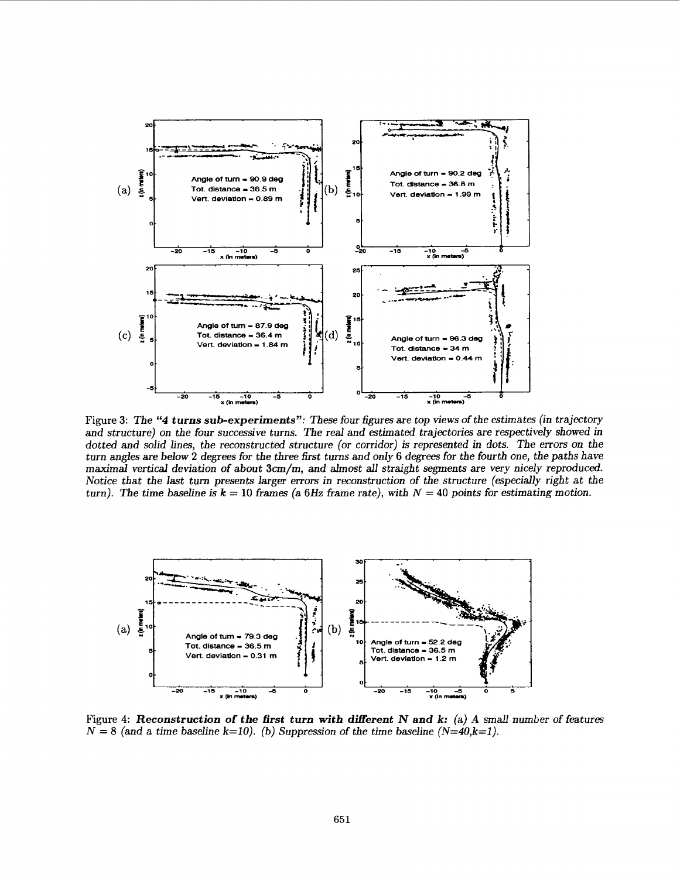Figure 3: ***"4 turns sub-experiments"***: *These four figures are top views of the estimates (in trajectory and structure) on the four successive turns. The real and estimated trajectories are respectively showed in dotted and solid lines, the reconstructed structure (or corridor) is represented in dots. The errors on the turn angles are below 2 degrees for the three first turns and only 6 degrees for the fourth one, the paths have maximal vertical deviation of about 3cm/m, and almost all straight segments are very nicely reproduced. Notice that the last turn presents larger errors in reconstruction of the structure (especially right at the turn). The time baseline is $k = 10$ frames (a 6Hz frame rate), with $N = 40$ points for estimating motion.*

Figure 4: ***Reconstruction of the first turn with different N and k:*** *(a) A small number of features $N = 8$ (and a time baseline k=10). (b) Suppression of the time baseline (N=40,k=1).*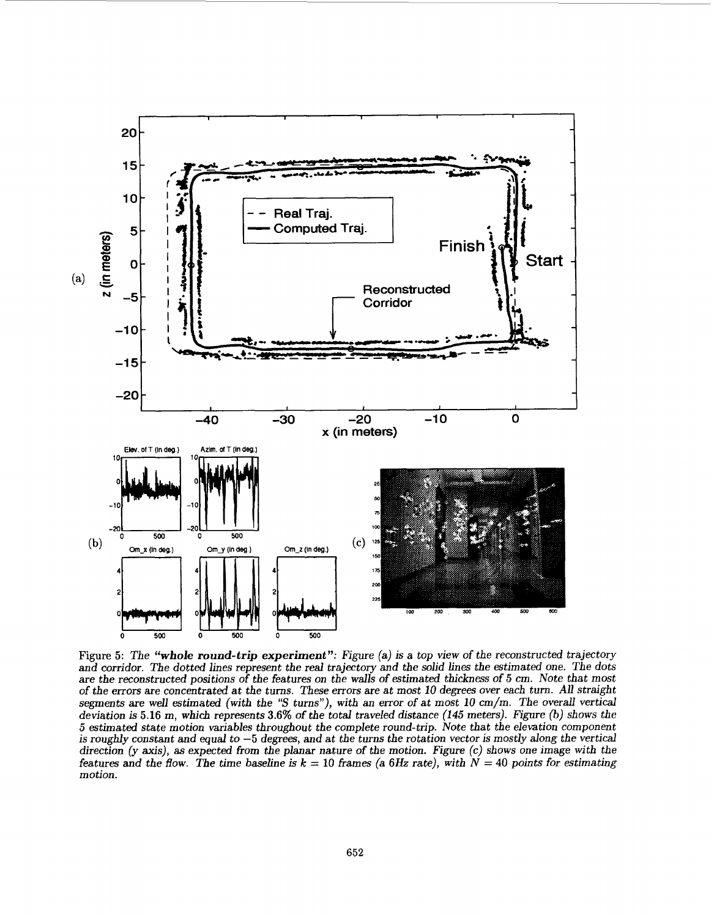(a)

20
15
10
5
0
-5
-10
-15
-20

z (in meters)

- - Real Traj.
— Computed Traj.

Finish
Start

Reconstructed
Corridor

-40 -30 -20 -10 0
x (in meters)

(b)

Elev. of T (in deg.)
Azim. of T (in deg.)
Om_x (in deg.)
Om_y (in deg.)
Om_z (in deg.)

(c)

Figure 5: *The* ***"whole round-trip experiment"****: Figure (a) is a top view of the reconstructed trajectory and corridor. The dotted lines represent the real trajectory and the solid lines the estimated one. The dots are the reconstructed positions of the features on the walls of estimated thickness of 5 cm. Note that most of the errors are concentrated at the turns. These errors are at most 10 degrees over each turn. All straight segments are well estimated (with the "S turns"), with an error of at most 10 cm/m. The overall vertical deviation is 5.16 m, which represents 3.6% of the total traveled distance (145 meters). Figure (b) shows the 5 estimated state motion variables throughout the complete round-trip. Note that the elevation component is roughly constant and equal to $-5$ degrees, and at the turns the rotation vector is mostly along the vertical direction (y axis), as expected from the planar nature of the motion. Figure (c) shows one image with the features and the flow. The time baseline is $k = 10$ frames (a 6Hz rate), with $N = 40$ points for estimating motion.*